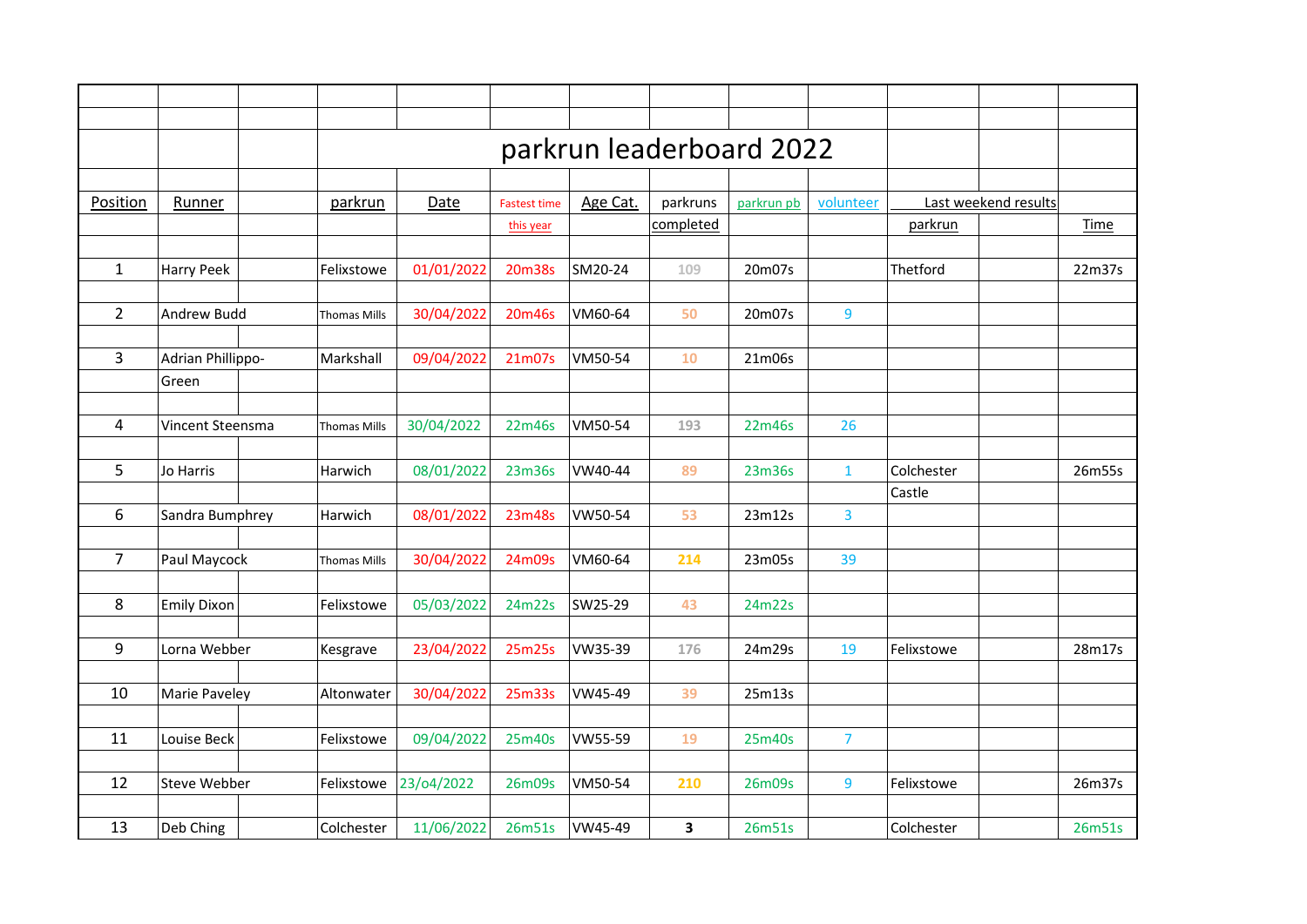# parkrun leaderboard 2022

| Position | Runner | parkrun | Date | Fastest time this year | Age Cat. | parkruns completed | parkrun pb | volunteer | Last weekend results parkrun | Time |
|---|---|---|---|---|---|---|---|---|---|---|
| 1 | Harry Peek | Felixstowe | 01/01/2022 | 20m38s | SM20-24 | 109 | 20m07s | | Thetford | 22m37s |
| 2 | Andrew Budd | Thomas Mills | 30/04/2022 | 20m46s | VM60-64 | 50 | 20m07s | 9 | | |
| 3 | Adrian Phillippo-Green | Markshall | 09/04/2022 | 21m07s | VM50-54 | 10 | 21m06s | | | |
| 4 | Vincent Steensma | Thomas Mills | 30/04/2022 | 22m46s | VM50-54 | 193 | 22m46s | 26 | | |
| 5 | Jo Harris | Harwich | 08/01/2022 | 23m36s | VW40-44 | 89 | 23m36s | 1 | Colchester Castle | 26m55s |
| 6 | Sandra Bumphrey | Harwich | 08/01/2022 | 23m48s | VW50-54 | 53 | 23m12s | 3 | | |
| 7 | Paul Maycock | Thomas Mills | 30/04/2022 | 24m09s | VM60-64 | 214 | 23m05s | 39 | | |
| 8 | Emily Dixon | Felixstowe | 05/03/2022 | 24m22s | SW25-29 | 43 | 24m22s | | | |
| 9 | Lorna Webber | Kesgrave | 23/04/2022 | 25m25s | VW35-39 | 176 | 24m29s | 19 | Felixstowe | 28m17s |
| 10 | Marie Paveley | Altonwater | 30/04/2022 | 25m33s | VW45-49 | 39 | 25m13s | | | |
| 11 | Louise Beck | Felixstowe | 09/04/2022 | 25m40s | VW55-59 | 19 | 25m40s | 7 | | |
| 12 | Steve Webber | Felixstowe | 23/o4/2022 | 26m09s | VM50-54 | 210 | 26m09s | 9 | Felixstowe | 26m37s |
| 13 | Deb Ching | Colchester | 11/06/2022 | 26m51s | VW45-49 | **3** | 26m51s | | Colchester | 26m51s |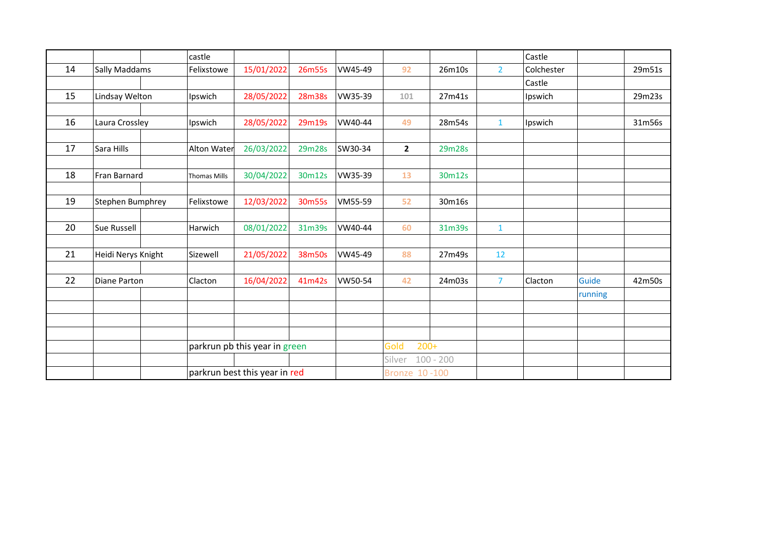| | | | | | | | | | | | | |
|---|---|---|---|---|---|---|---|---|---|---|---|---|
| | | | castle | | | | | | | Castle | | |
| 14 | Sally Maddams | | Felixstowe | 15/01/2022 | 26m55s | VW45-49 | 92 | 26m10s | 2 | Colchester | | 29m51s |
| | | | | | | | | | | Castle | | |
| 15 | Lindsay Welton | | Ipswich | 28/05/2022 | 28m38s | VW35-39 | 101 | 27m41s | | Ipswich | | 29m23s |
| | | | | | | | | | | | | |
| 16 | Laura Crossley | | Ipswich | 28/05/2022 | 29m19s | VW40-44 | 49 | 28m54s | 1 | Ipswich | | 31m56s |
| | | | | | | | | | | | | |
| 17 | Sara Hills | | Alton Water | 26/03/2022 | 29m28s | SW30-34 | **2** | 29m28s | | | | |
| | | | | | | | | | | | | |
| 18 | Fran Barnard | | Thomas Mills | 30/04/2022 | 30m12s | VW35-39 | 13 | 30m12s | | | | |
| | | | | | | | | | | | | |
| 19 | Stephen Bumphrey | | Felixstowe | 12/03/2022 | 30m55s | VM55-59 | 52 | 30m16s | | | | |
| | | | | | | | | | | | | |
| 20 | Sue Russell | | Harwich | 08/01/2022 | 31m39s | VW40-44 | 60 | 31m39s | 1 | | | |
| | | | | | | | | | | | | |
| 21 | Heidi Nerys Knight | | Sizewell | 21/05/2022 | 38m50s | VW45-49 | 88 | 27m49s | 12 | | | |
| | | | | | | | | | | | | |
| 22 | Diane Parton | | Clacton | 16/04/2022 | 41m42s | VW50-54 | 42 | 24m03s | 7 | Clacton | Guide | 42m50s |
| | | | | | | | | | | | running | |
| | | | | | | | | | | | | |
| | | | | | | | | | | | | |
| | | | | | | | | | | | | |
| | | | parkrun pb this year in green | | | | Gold 200+ | | | | | |
| | | | | | | | Silver 100 - 200 | | | | | |
| | | | parkrun best this year in red | | | | Bronze 10 -100 | | | | | |